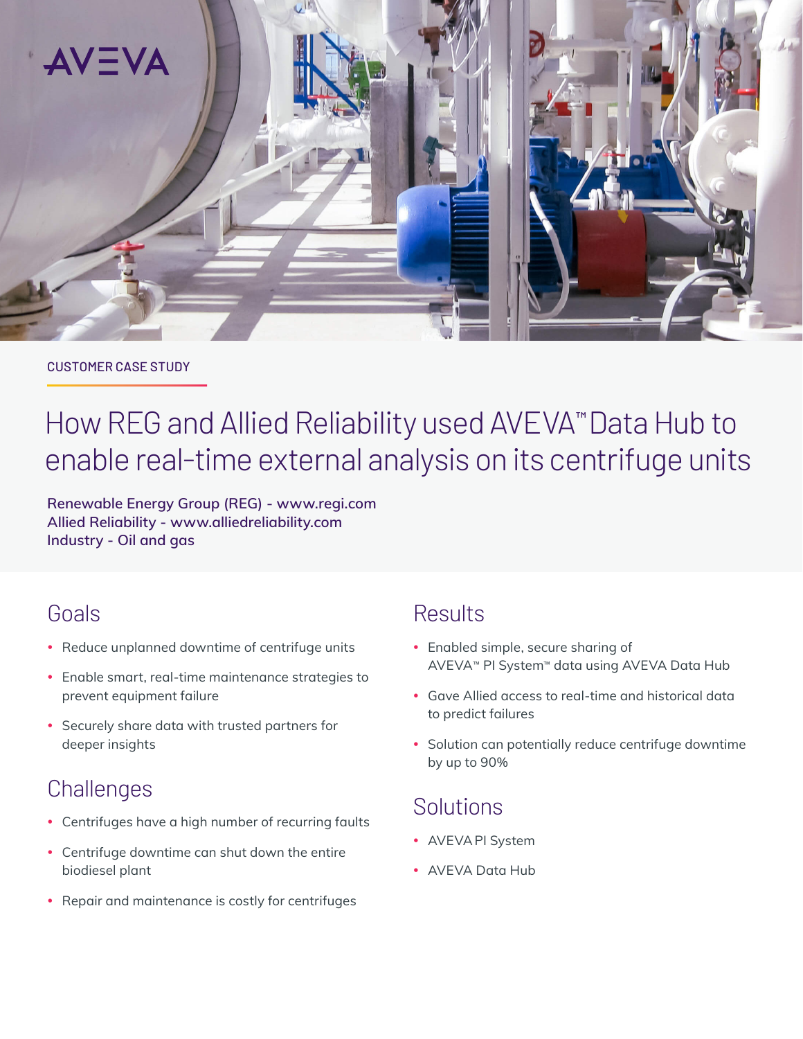AVEVA

CUSTOMER CASE STUDY

# How REG and Allied Reliability used AVEVA™ Data Hub to enable real-time external analysis on its centrifuge units

**Renewable Energy Group (REG) - www.regi.com**
**Allied Reliability - www.alliedreliability.com**
**Industry - Oil and gas**

## Goals

- Reduce unplanned downtime of centrifuge units
- Enable smart, real-time maintenance strategies to prevent equipment failure
- Securely share data with trusted partners for deeper insights

## Challenges

- Centrifuges have a high number of recurring faults
- Centrifuge downtime can shut down the entire biodiesel plant
- Repair and maintenance is costly for centrifuges

## Results

- Enabled simple, secure sharing of AVEVA™ PI System™ data using AVEVA Data Hub
- Gave Allied access to real-time and historical data to predict failures
- Solution can potentially reduce centrifuge downtime by up to 90%

## Solutions

- AVEVA PI System
- AVEVA Data Hub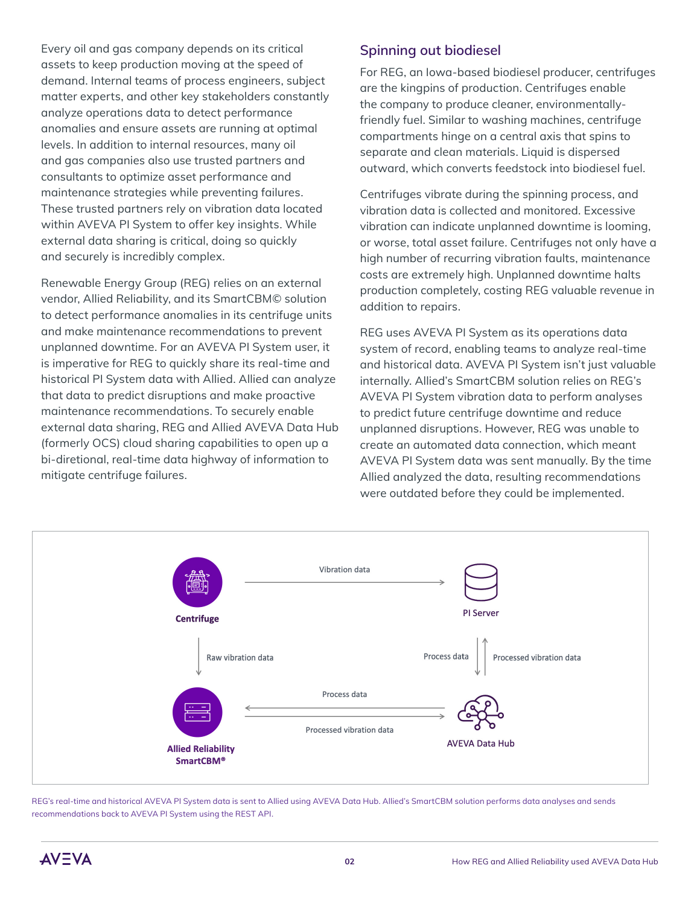Every oil and gas company depends on its critical assets to keep production moving at the speed of demand. Internal teams of process engineers, subject matter experts, and other key stakeholders constantly analyze operations data to detect performance anomalies and ensure assets are running at optimal levels. In addition to internal resources, many oil and gas companies also use trusted partners and consultants to optimize asset performance and maintenance strategies while preventing failures. These trusted partners rely on vibration data located within AVEVA PI System to offer key insights. While external data sharing is critical, doing so quickly and securely is incredibly complex.

Renewable Energy Group (REG) relies on an external vendor, Allied Reliability, and its SmartCBM© solution to detect performance anomalies in its centrifuge units and make maintenance recommendations to prevent unplanned downtime. For an AVEVA PI System user, it is imperative for REG to quickly share its real-time and historical PI System data with Allied. Allied can analyze that data to predict disruptions and make proactive maintenance recommendations. To securely enable external data sharing, REG and Allied AVEVA Data Hub (formerly OCS) cloud sharing capabilities to open up a bi-diretional, real-time data highway of information to mitigate centrifuge failures.

## Spinning out biodiesel

For REG, an Iowa-based biodiesel producer, centrifuges are the kingpins of production. Centrifuges enable the company to produce cleaner, environmentally-friendly fuel. Similar to washing machines, centrifuge compartments hinge on a central axis that spins to separate and clean materials. Liquid is dispersed outward, which converts feedstock into biodiesel fuel.

Centrifuges vibrate during the spinning process, and vibration data is collected and monitored. Excessive vibration can indicate unplanned downtime is looming, or worse, total asset failure. Centrifuges not only have a high number of recurring vibration faults, maintenance costs are extremely high. Unplanned downtime halts production completely, costing REG valuable revenue in addition to repairs.

REG uses AVEVA PI System as its operations data system of record, enabling teams to analyze real-time and historical data. AVEVA PI System isn't just valuable internally. Allied's SmartCBM solution relies on REG's AVEVA PI System vibration data to perform analyses to predict future centrifuge downtime and reduce unplanned disruptions. However, REG was unable to create an automated data connection, which meant AVEVA PI System data was sent manually. By the time Allied analyzed the data, resulting recommendations were outdated before they could be implemented.

Centrifuge — Vibration data → PI Server

Centrifuge — Raw vibration data → Allied Reliability SmartCBM®

PI Server — Process data → AVEVA Data Hub

AVEVA Data Hub — Processed vibration data → PI Server

AVEVA Data Hub — Process data → Allied Reliability SmartCBM®

Allied Reliability SmartCBM® — Processed vibration data → AVEVA Data Hub

REG's real-time and historical AVEVA PI System data is sent to Allied using AVEVA Data Hub. Allied's SmartCBM solution performs data analyses and sends recommendations back to AVEVA PI System using the REST API.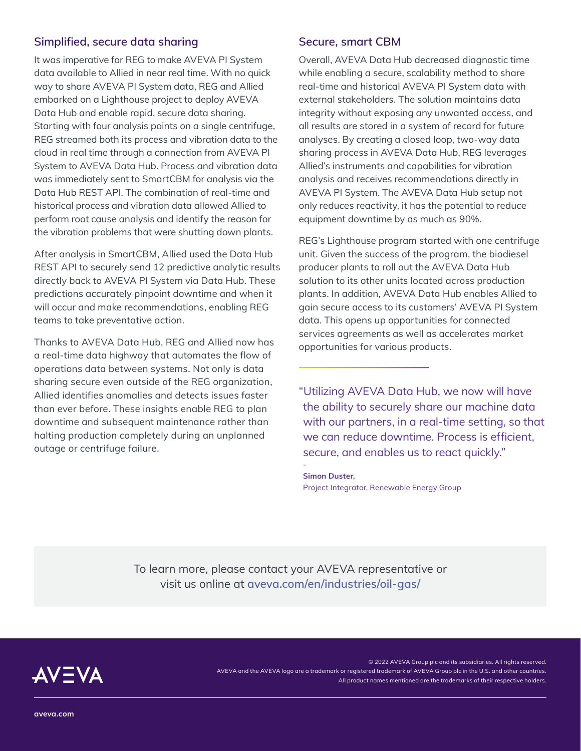## Simplified, secure data sharing

It was imperative for REG to make AVEVA PI System data available to Allied in near real time. With no quick way to share AVEVA PI System data, REG and Allied embarked on a Lighthouse project to deploy AVEVA Data Hub and enable rapid, secure data sharing. Starting with four analysis points on a single centrifuge, REG streamed both its process and vibration data to the cloud in real time through a connection from AVEVA PI System to AVEVA Data Hub. Process and vibration data was immediately sent to SmartCBM for analysis via the Data Hub REST API. The combination of real-time and historical process and vibration data allowed Allied to perform root cause analysis and identify the reason for the vibration problems that were shutting down plants.

After analysis in SmartCBM, Allied used the Data Hub REST API to securely send 12 predictive analytic results directly back to AVEVA PI System via Data Hub. These predictions accurately pinpoint downtime and when it will occur and make recommendations, enabling REG teams to take preventative action.

Thanks to AVEVA Data Hub, REG and Allied now has a real-time data highway that automates the flow of operations data between systems. Not only is data sharing secure even outside of the REG organization, Allied identifies anomalies and detects issues faster than ever before. These insights enable REG to plan downtime and subsequent maintenance rather than halting production completely during an unplanned outage or centrifuge failure.

## Secure, smart CBM

Overall, AVEVA Data Hub decreased diagnostic time while enabling a secure, scalability method to share real-time and historical AVEVA PI System data with external stakeholders. The solution maintains data integrity without exposing any unwanted access, and all results are stored in a system of record for future analyses. By creating a closed loop, two-way data sharing process in AVEVA Data Hub, REG leverages Allied's instruments and capabilities for vibration analysis and receives recommendations directly in AVEVA PI System. The AVEVA Data Hub setup not only reduces reactivity, it has the potential to reduce equipment downtime by as much as 90%.

REG's Lighthouse program started with one centrifuge unit. Given the success of the program, the biodiesel producer plants to roll out the AVEVA Data Hub solution to its other units located across production plants. In addition, AVEVA Data Hub enables Allied to gain secure access to its customers' AVEVA PI System data. This opens up opportunities for connected services agreements as well as accelerates market opportunities for various products.

> "Utilizing AVEVA Data Hub, we now will have the ability to securely share our machine data with our partners, in a real-time setting, so that we can reduce downtime. Process is efficient, secure, and enables us to react quickly."
>
> \-
> **Simon Duster,**
> Project Integrator, Renewable Energy Group

To learn more, please contact your AVEVA representative or visit us online at **aveva.com/en/industries/oil-gas/**

AVEVA

© 2022 AVEVA Group plc and its subsidiaries. All rights reserved.
AVEVA and the AVEVA logo are a trademark or registered trademark of AVEVA Group plc in the U.S. and other countries.
All product names mentioned are the trademarks of their respective holders.

**aveva.com**